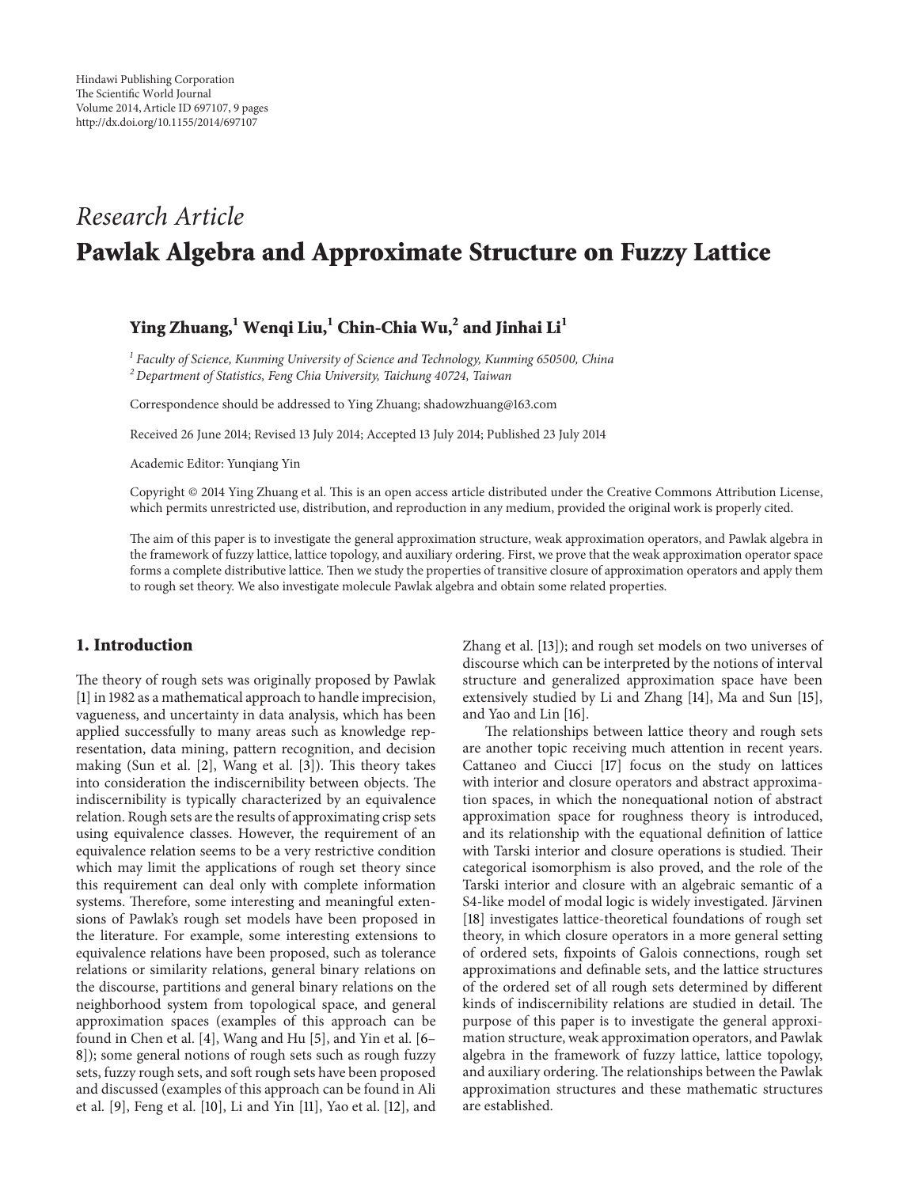Hindawi Publishing Corporation
The Scientific World Journal
Volume 2014, Article ID 697107, 9 pages
http://dx.doi.org/10.1155/2014/697107

*Research Article*

# Pawlak Algebra and Approximate Structure on Fuzzy Lattice

**Ying Zhuang,[1] Wenqi Liu,[1] Chin-Chia Wu,[2] and Jinhai Li[1]**

[1] *Faculty of Science, Kunming University of Science and Technology, Kunming 650500, China*
[2] *Department of Statistics, Feng Chia University, Taichung 40724, Taiwan*

Correspondence should be addressed to Ying Zhuang; shadowzhuang@163.com

Received 26 June 2014; Revised 13 July 2014; Accepted 13 July 2014; Published 23 July 2014

Academic Editor: Yunqiang Yin

Copyright © 2014 Ying Zhuang et al. This is an open access article distributed under the Creative Commons Attribution License, which permits unrestricted use, distribution, and reproduction in any medium, provided the original work is properly cited.

The aim of this paper is to investigate the general approximation structure, weak approximation operators, and Pawlak algebra in the framework of fuzzy lattice, lattice topology, and auxiliary ordering. First, we prove that the weak approximation operator space forms a complete distributive lattice. Then we study the properties of transitive closure of approximation operators and apply them to rough set theory. We also investigate molecule Pawlak algebra and obtain some related properties.

## 1. Introduction

The theory of rough sets was originally proposed by Pawlak [1] in 1982 as a mathematical approach to handle imprecision, vagueness, and uncertainty in data analysis, which has been applied successfully to many areas such as knowledge representation, data mining, pattern recognition, and decision making (Sun et al. [2], Wang et al. [3]). This theory takes into consideration the indiscernibility between objects. The indiscernibility is typically characterized by an equivalence relation. Rough sets are the results of approximating crisp sets using equivalence classes. However, the requirement of an equivalence relation seems to be a very restrictive condition which may limit the applications of rough set theory since this requirement can deal only with complete information systems. Therefore, some interesting and meaningful extensions of Pawlak's rough set models have been proposed in the literature. For example, some interesting extensions to equivalence relations have been proposed, such as tolerance relations or similarity relations, general binary relations on the discourse, partitions and general binary relations on the neighborhood system from topological space, and general approximation spaces (examples of this approach can be found in Chen et al. [4], Wang and Hu [5], and Yin et al. [6–8]); some general notions of rough sets such as rough fuzzy sets, fuzzy rough sets, and soft rough sets have been proposed and discussed (examples of this approach can be found in Ali et al. [9], Feng et al. [10], Li and Yin [11], Yao et al. [12], and Zhang et al. [13]); and rough set models on two universes of discourse which can be interpreted by the notions of interval structure and generalized approximation space have been extensively studied by Li and Zhang [14], Ma and Sun [15], and Yao and Lin [16].

The relationships between lattice theory and rough sets are another topic receiving much attention in recent years. Cattaneo and Ciucci [17] focus on the study on lattices with interior and closure operators and abstract approximation spaces, in which the nonequational notion of abstract approximation space for roughness theory is introduced, and its relationship with the equational definition of lattice with Tarski interior and closure operations is studied. Their categorical isomorphism is also proved, and the role of the Tarski interior and closure with an algebraic semantic of a S4-like model of modal logic is widely investigated. Järvinen [18] investigates lattice-theoretical foundations of rough set theory, in which closure operators in a more general setting of ordered sets, fixpoints of Galois connections, rough set approximations and definable sets, and the lattice structures of the ordered set of all rough sets determined by different kinds of indiscernibility relations are studied in detail. The purpose of this paper is to investigate the general approximation structure, weak approximation operators, and Pawlak algebra in the framework of fuzzy lattice, lattice topology, and auxiliary ordering. The relationships between the Pawlak approximation structures and these mathematic structures are established.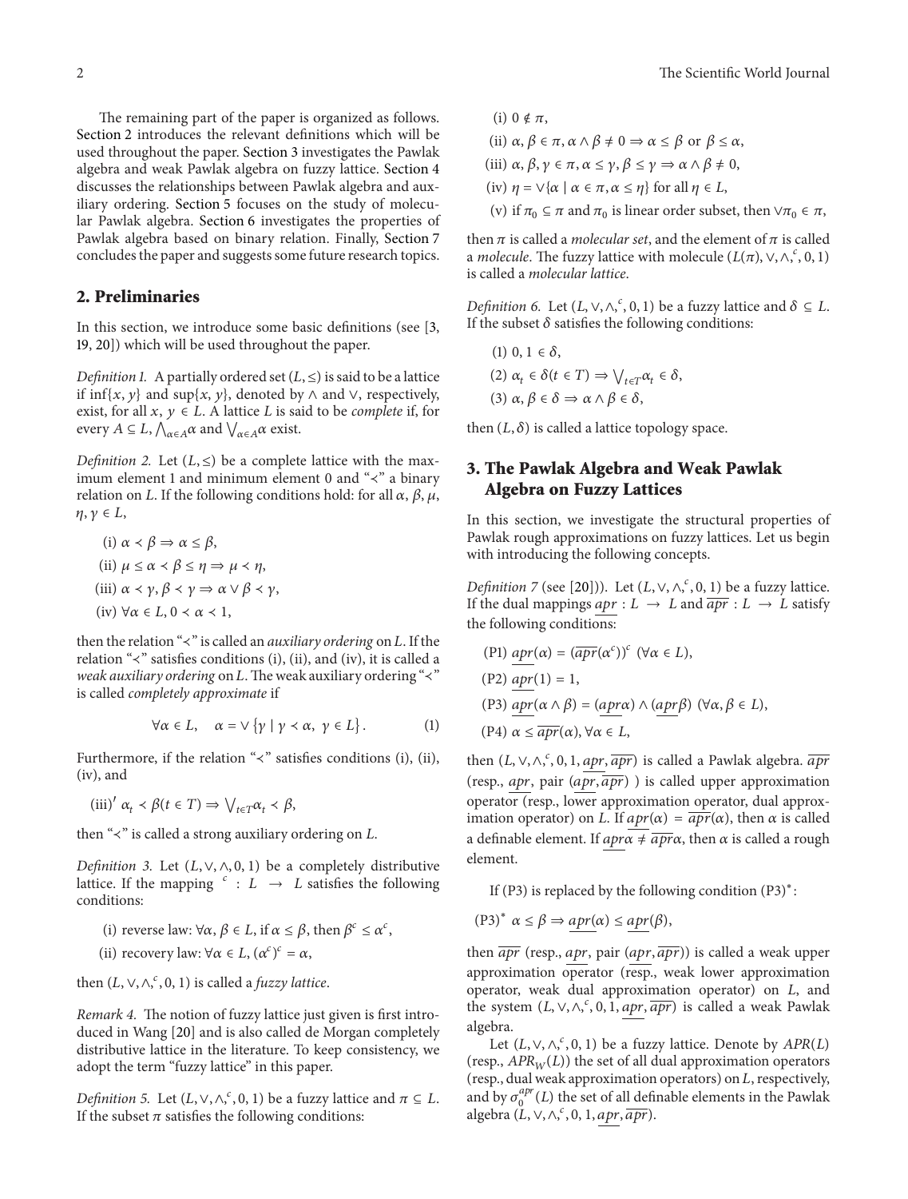The remaining part of the paper is organized as follows. Section 2 introduces the relevant definitions which will be used throughout the paper. Section 3 investigates the Pawlak algebra and weak Pawlak algebra on fuzzy lattice. Section 4 discusses the relationships between Pawlak algebra and auxiliary ordering. Section 5 focuses on the study of molecular Pawlak algebra. Section 6 investigates the properties of Pawlak algebra based on binary relation. Finally, Section 7 concludes the paper and suggests some future research topics.

## 2. Preliminaries

In this section, we introduce some basic definitions (see [3, 19, 20]) which will be used throughout the paper.

*Definition 1.* A partially ordered set $(L, \leq)$ is said to be a lattice if $\inf\{x, y\}$ and $\sup\{x, y\}$, denoted by $\wedge$ and $\vee$, respectively, exist, for all $x, y \in L$. A lattice $L$ is said to be *complete* if, for every $A \subseteq L$, $\bigwedge_{\alpha \in A} \alpha$ and $\bigvee_{\alpha \in A} \alpha$ exist.

*Definition 2.* Let $(L, \leq)$ be a complete lattice with the maximum element 1 and minimum element 0 and "$\prec$" a binary relation on $L$. If the following conditions hold: for all $\alpha, \beta, \mu, \eta, \gamma \in L$,

(i) $\alpha \prec \beta \Rightarrow \alpha \leq \beta$,

(ii) $\mu \leq \alpha \prec \beta \leq \eta \Rightarrow \mu \prec \eta$,

(iii) $\alpha \prec \gamma, \beta \prec \gamma \Rightarrow \alpha \vee \beta \prec \gamma$,

(iv) $\forall \alpha \in L, 0 \prec \alpha \prec 1$,

then the relation "$\prec$" is called an *auxiliary ordering* on $L$. If the relation "$\prec$" satisfies conditions (i), (ii), and (iv), it is called a *weak auxiliary ordering* on $L$. The weak auxiliary ordering "$\prec$" is called *completely approximate* if

$$\forall \alpha \in L, \quad \alpha = \vee \{\gamma \mid \gamma \prec \alpha, \ \gamma \in L\}. \tag{1}$$

Furthermore, if the relation "$\prec$" satisfies conditions (i), (ii), (iv), and

(iii)$'$ $\alpha_t \prec \beta (t \in T) \Rightarrow \bigvee_{t \in T} \alpha_t \prec \beta$,

then "$\prec$" is called a strong auxiliary ordering on $L$.

*Definition 3.* Let $(L, \vee, \wedge, 0, 1)$ be a completely distributive lattice. If the mapping $^c : L \to L$ satisfies the following conditions:

(i) reverse law: $\forall \alpha, \beta \in L$, if $\alpha \leq \beta$, then $\beta^c \leq \alpha^c$,

(ii) recovery law: $\forall \alpha \in L$, $(\alpha^c)^c = \alpha$,

then $(L, \vee, \wedge, ^c, 0, 1)$ is called a *fuzzy lattice*.

*Remark 4.* The notion of fuzzy lattice just given is first introduced in Wang [20] and is also called de Morgan completely distributive lattice in the literature. To keep consistency, we adopt the term "fuzzy lattice" in this paper.

*Definition 5.* Let $(L, \vee, \wedge, ^c, 0, 1)$ be a fuzzy lattice and $\pi \subseteq L$. If the subset $\pi$ satisfies the following conditions:

(i) $0 \notin \pi$,

(ii) $\alpha, \beta \in \pi, \alpha \wedge \beta \neq 0 \Rightarrow \alpha \leq \beta$ or $\beta \leq \alpha$,

(iii) $\alpha, \beta, \gamma \in \pi, \alpha \leq \gamma, \beta \leq \gamma \Rightarrow \alpha \wedge \beta \neq 0$,

(iv) $\eta = \vee\{\alpha \mid \alpha \in \pi, \alpha \leq \eta\}$ for all $\eta \in L$,

(v) if $\pi_0 \subseteq \pi$ and $\pi_0$ is linear order subset, then $\vee \pi_0 \in \pi$,

then $\pi$ is called a *molecular set*, and the element of $\pi$ is called a *molecule*. The fuzzy lattice with molecule $(L(\pi), \vee, \wedge, ^c, 0, 1)$ is called a *molecular lattice*.

*Definition 6.* Let $(L, \vee, \wedge, ^c, 0, 1)$ be a fuzzy lattice and $\delta \subseteq L$. If the subset $\delta$ satisfies the following conditions:

(1) $0, 1 \in \delta$,

(2) $\alpha_t \in \delta (t \in T) \Rightarrow \bigvee_{t \in T} \alpha_t \in \delta$,

(3) $\alpha, \beta \in \delta \Rightarrow \alpha \wedge \beta \in \delta$,

then $(L, \delta)$ is called a lattice topology space.

## 3. The Pawlak Algebra and Weak Pawlak Algebra on Fuzzy Lattices

In this section, we investigate the structural properties of Pawlak rough approximations on fuzzy lattices. Let us begin with introducing the following concepts.

*Definition 7* (see [20]). Let $(L, \vee, \wedge, ^c, 0, 1)$ be a fuzzy lattice. If the dual mappings $\underline{apr} : L \to L$ and $\overline{apr} : L \to L$ satisfy the following conditions:

(P1) $\underline{apr}(\alpha) = (\overline{apr}(\alpha^c))^c$ $(\forall \alpha \in L)$,

(P2) $\underline{apr}(1) = 1$,

(P3) $\underline{apr}(\alpha \wedge \beta) = (\underline{apr}\alpha) \wedge (\underline{apr}\beta)$ $(\forall \alpha, \beta \in L)$,

(P4) $\alpha \leq \overline{apr}(\alpha), \forall \alpha \in L$,

then $(L, \vee, \wedge, ^c, 0, 1, \underline{apr}, \overline{apr})$ is called a Pawlak algebra. $\overline{apr}$ (resp., $\underline{apr}$, pair $(\underline{apr}, \overline{apr})$ ) is called upper approximation operator (resp., lower approximation operator, dual approximation operator) on $L$. If $\underline{apr}(\alpha) = \overline{apr}(\alpha)$, then $\alpha$ is called a definable element. If $\underline{apr}\alpha \neq \overline{apr}\alpha$, then $\alpha$ is called a rough element.

If (P3) is replaced by the following condition (P3)$^*$:

(P3)$^*$ $\alpha \leq \beta \Rightarrow \underline{apr}(\alpha) \leq \underline{apr}(\beta)$,

then $\overline{apr}$ (resp., $\underline{apr}$, pair $(\underline{apr}, \overline{apr})$) is called a weak upper approximation operator (resp., weak lower approximation operator, weak dual approximation operator) on $L$, and the system $(L, \vee, \wedge, ^c, 0, 1, \underline{apr}, \overline{apr})$ is called a weak Pawlak algebra.

Let $(L, \vee, \wedge, ^c, 0, 1)$ be a fuzzy lattice. Denote by $APR(L)$ (resp., $APR_W(L)$) the set of all dual approximation operators (resp., dual weak approximation operators) on $L$, respectively, and by $\sigma_0^{apr}(L)$ the set of all definable elements in the Pawlak algebra $(L, \vee, \wedge, ^c, 0, 1, \underline{apr}, \overline{apr})$.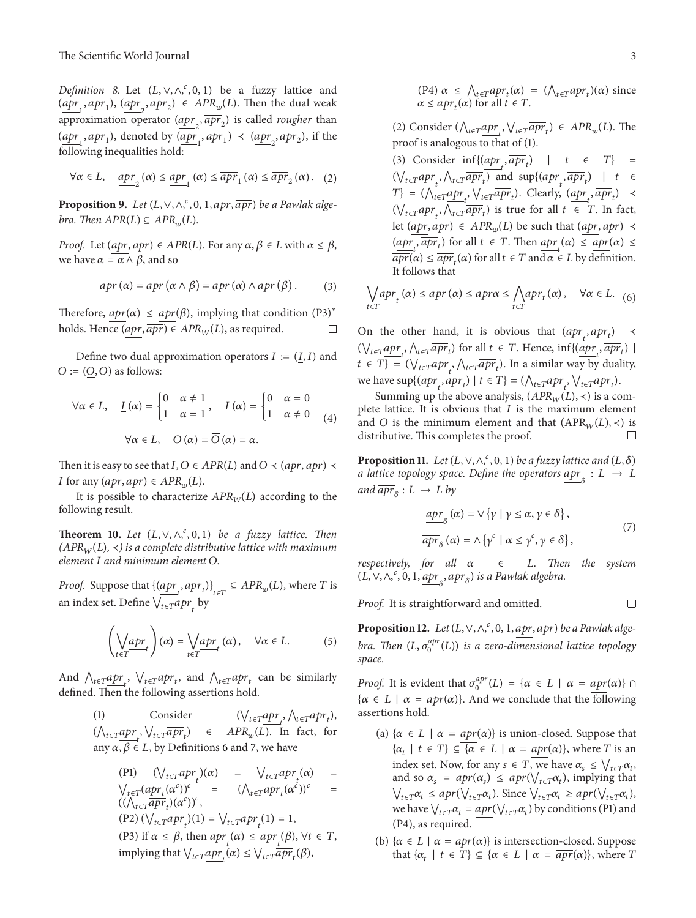*Definition 8.* Let $(L, \vee, \wedge, ^c, 0, 1)$ be a fuzzy lattice and $(\underline{apr}_1, \overline{apr}_1)$, $(\underline{apr}_2, \overline{apr}_2) \in APR_w(L)$. Then the dual weak approximation operator $(\underline{apr}_2, \overline{apr}_2)$ is called *rougher* than $(\underline{apr}_1, \overline{apr}_1)$, denoted by $(\underline{apr}_1, \overline{apr}_1) \prec (\underline{apr}_2, \overline{apr}_2)$, if the following inequalities hold:

$$\forall \alpha \in L, \quad \underline{apr}_2(\alpha) \leq \underline{apr}_1(\alpha) \leq \overline{apr}_1(\alpha) \leq \overline{apr}_2(\alpha). \quad (2)$$

**Proposition 9.** *Let $(L, \vee, \wedge, ^c, 0, 1, \underline{apr}, \overline{apr})$ be a Pawlak algebra. Then $APR(L) \subseteq APR_w(L)$.*

*Proof.* Let $(\underline{apr}, \overline{apr}) \in APR(L)$. For any $\alpha, \beta \in L$ with $\alpha \leq \beta$, we have $\alpha = \alpha \wedge \beta$, and so

$$\underline{apr}(\alpha) = \underline{apr}(\alpha \wedge \beta) = \underline{apr}(\alpha) \wedge \underline{apr}(\beta). \quad (3)$$

Therefore, $\underline{apr}(\alpha) \leq \underline{apr}(\beta)$, implying that condition (P3)* holds. Hence $(\underline{apr}, \overline{apr}) \in APR_W(L)$, as required. □

Define two dual approximation operators $I := (\underline{I}, \overline{I})$ and $O := (\underline{O}, \overline{O})$ as follows:

$$\forall \alpha \in L, \quad \underline{I}(\alpha) = \begin{cases} 0 & \alpha \neq 1 \\ 1 & \alpha = 1 \end{cases}, \quad \overline{I}(\alpha) = \begin{cases} 0 & \alpha = 0 \\ 1 & \alpha \neq 0 \end{cases}$$
$$\forall \alpha \in L, \quad \underline{O}(\alpha) = \overline{O}(\alpha) = \alpha. \quad (4)$$

Then it is easy to see that $I, O \in APR(L)$ and $O \prec (\underline{apr}, \overline{apr}) \prec I$ for any $(\underline{apr}, \overline{apr}) \in APR_w(L)$.

It is possible to characterize $APR_W(L)$ according to the following result.

**Theorem 10.** *Let $(L, \vee, \wedge, ^c, 0, 1)$ be a fuzzy lattice. Then $(APR_W(L), \prec)$ is a complete distributive lattice with maximum element $I$ and minimum element $O$.*

*Proof.* Suppose that $\{(\underline{apr}_t, \overline{apr}_t)\}_{t \in T} \subseteq APR_w(L)$, where $T$ is an index set. Define $\bigvee_{t \in T} \underline{apr}_t$ by

$$\left(\bigvee_{t \in T} \underline{apr}_t\right)(\alpha) = \bigvee_{t \in T} \underline{apr}_t(\alpha), \quad \forall \alpha \in L. \quad (5)$$

And $\bigwedge_{t \in T} \underline{apr}_t$, $\bigvee_{t \in T} \overline{apr}_t$, and $\bigwedge_{t \in T} \overline{apr}_t$ can be similarly defined. Then the following assertions hold.

(1) Consider $(\bigvee_{t \in T} \underline{apr}_t, \bigwedge_{t \in T} \overline{apr}_t)$, $(\bigwedge_{t \in T} \underline{apr}_t, \bigvee_{t \in T} \overline{apr}_t) \in APR_w(L)$. In fact, for any $\alpha, \beta \in L$, by Definitions 6 and 7, we have

(P1) $(\bigvee_{t \in T} \underline{apr}_t)(\alpha) = \bigvee_{t \in T} \underline{apr}_t(\alpha) = \bigvee_{t \in T} (\overline{apr}_t(\alpha^c))^c = (\bigwedge_{t \in T} \overline{apr}_t(\alpha^c))^c = ((\bigwedge_{t \in T} \overline{apr}_t)(\alpha^c))^c$,

(P2) $(\bigvee_{t \in T} \underline{apr}_t)(1) = \bigvee_{t \in T} \underline{apr}_t(1) = 1$,

(P3) if $\alpha \leq \beta$, then $\underline{apr}_t(\alpha) \leq \underline{apr}_t(\beta)$, $\forall t \in T$, implying that $\bigvee_{t \in T} \underline{apr}_t(\alpha) \leq \bigvee_{t \in T} \overline{apr}_t(\beta)$,

(P4) $\alpha \leq \bigwedge_{t \in T} \overline{apr}_t(\alpha) = (\bigwedge_{t \in T} \overline{apr}_t)(\alpha)$ since $\alpha \leq \overline{apr}_t(\alpha)$ for all $t \in T$.

(2) Consider $(\bigwedge_{t \in T} \underline{apr}_t, \bigvee_{t \in T} \overline{apr}_t) \in APR_w(L)$. The proof is analogous to that of (1).

(3) Consider $\inf\{(\underline{apr}_t, \overline{apr}_t) \mid t \in T\} = (\bigvee_{t \in T} \underline{apr}_t, \bigwedge_{t \in T} \overline{apr}_t)$ and $\sup\{(\underline{apr}_t, \overline{apr}_t) \mid t \in T\} = (\bigwedge_{t \in T} \underline{apr}_t, \bigvee_{t \in T} \overline{apr}_t)$. Clearly, $(\underline{apr}_t, \overline{apr}_t) \prec (\bigvee_{t \in T} \underline{apr}_t, \bigwedge_{t \in T} \overline{apr}_t)$ is true for all $t \in T$. In fact, let $(\underline{apr}, \overline{apr}) \in APR_w(L)$ be such that $(\underline{apr}, \overline{apr}) \prec (\underline{apr}_t, \overline{apr}_t)$ for all $t \in T$. Then $\underline{apr}_t(\alpha) \leq \underline{apr}(\alpha) \leq \overline{apr}(\alpha) \leq \overline{apr}_t(\alpha)$ for all $t \in T$ and $\alpha \in L$ by definition. It follows that

$$\bigvee_{t \in T} \underline{apr}_t(\alpha) \leq \underline{apr}(\alpha) \leq \overline{apr}\alpha \leq \bigwedge_{t \in T} \overline{apr}_t(\alpha), \quad \forall \alpha \in L. \quad (6)$$

On the other hand, it is obvious that $(\underline{apr}_t, \overline{apr}_t) \prec (\bigvee_{t \in T} \underline{apr}_t, \bigwedge_{t \in T} \overline{apr}_t)$ for all $t \in T$. Hence, $\inf\{(\underline{apr}_t, \overline{apr}_t) \mid t \in T\} = (\bigvee_{t \in T} \underline{apr}_t, \bigwedge_{t \in T} \overline{apr}_t)$. In a similar way by duality, we have $\sup\{(\underline{apr}_t, \overline{apr}_t) \mid t \in T\} = (\bigwedge_{t \in T} \underline{apr}_t, \bigvee_{t \in T} \overline{apr}_t)$.

Summing up the above analysis, $(APR_W(L), \prec)$ is a complete lattice. It is obvious that $I$ is the maximum element and $O$ is the minimum element and that $(\mathrm{APR}_W(L), \prec)$ is distributive. This completes the proof. □

**Proposition 11.** *Let $(L, \vee, \wedge, ^c, 0, 1)$ be a fuzzy lattice and $(L, \delta)$ a lattice topology space. Define the operators $\underline{apr}_\delta : L \to L$ and $\overline{apr}_\delta : L \to L$ by*

$$\underline{apr}_\delta(\alpha) = \vee\{\gamma \mid \gamma \leq \alpha, \gamma \in \delta\},$$
$$\overline{apr}_\delta(\alpha) = \wedge\{\gamma^c \mid \alpha \leq \gamma^c, \gamma \in \delta\}, \quad (7)$$

*respectively, for all $\alpha \in L$. Then the system $(L, \vee, \wedge, ^c, 0, 1, \underline{apr}_\delta, \overline{apr}_\delta)$ is a Pawlak algebra.*

*Proof.* It is straightforward and omitted. □

**Proposition 12.** *Let $(L, \vee, \wedge, ^c, 0, 1, \underline{apr}, \overline{apr})$ be a Pawlak algebra. Then $(L, \sigma_0^{apr}(L))$ is a zero-dimensional lattice topology space.*

*Proof.* It is evident that $\sigma_0^{apr}(L) = \{\alpha \in L \mid \alpha = \underline{apr}(\alpha)\} \cap \{\alpha \in L \mid \alpha = \overline{apr}(\alpha)\}$. And we conclude that the following assertions hold.

(a) $\{\alpha \in L \mid \alpha = \underline{apr}(\alpha)\}$ is union-closed. Suppose that $\{\alpha_t \mid t \in T\} \subseteq \{\alpha \in L \mid \alpha = \underline{apr}(\alpha)\}$, where $T$ is an index set. Now, for any $s \in T$, we have $\alpha_s \leq \bigvee_{t \in T} \alpha_t$, and so $\alpha_s = \underline{apr}(\alpha_s) \leq \underline{apr}(\bigvee_{t \in T} \alpha_t)$, implying that $\bigvee_{t \in T} \alpha_t \leq \underline{apr}(\bigvee_{t \in T} \alpha_t)$. Since $\bigvee_{t \in T} \alpha_t \geq \underline{apr}(\bigvee_{t \in T} \alpha_t)$, we have $\bigvee_{t \in T} \alpha_t = \underline{apr}(\bigvee_{t \in T} \alpha_t)$ by conditions (P1) and (P4), as required.

(b) $\{\alpha \in L \mid \alpha = \overline{apr}(\alpha)\}$ is intersection-closed. Suppose that $\{\alpha_t \mid t \in T\} \subseteq \{\alpha \in L \mid \alpha = \overline{apr}(\alpha)\}$, where $T$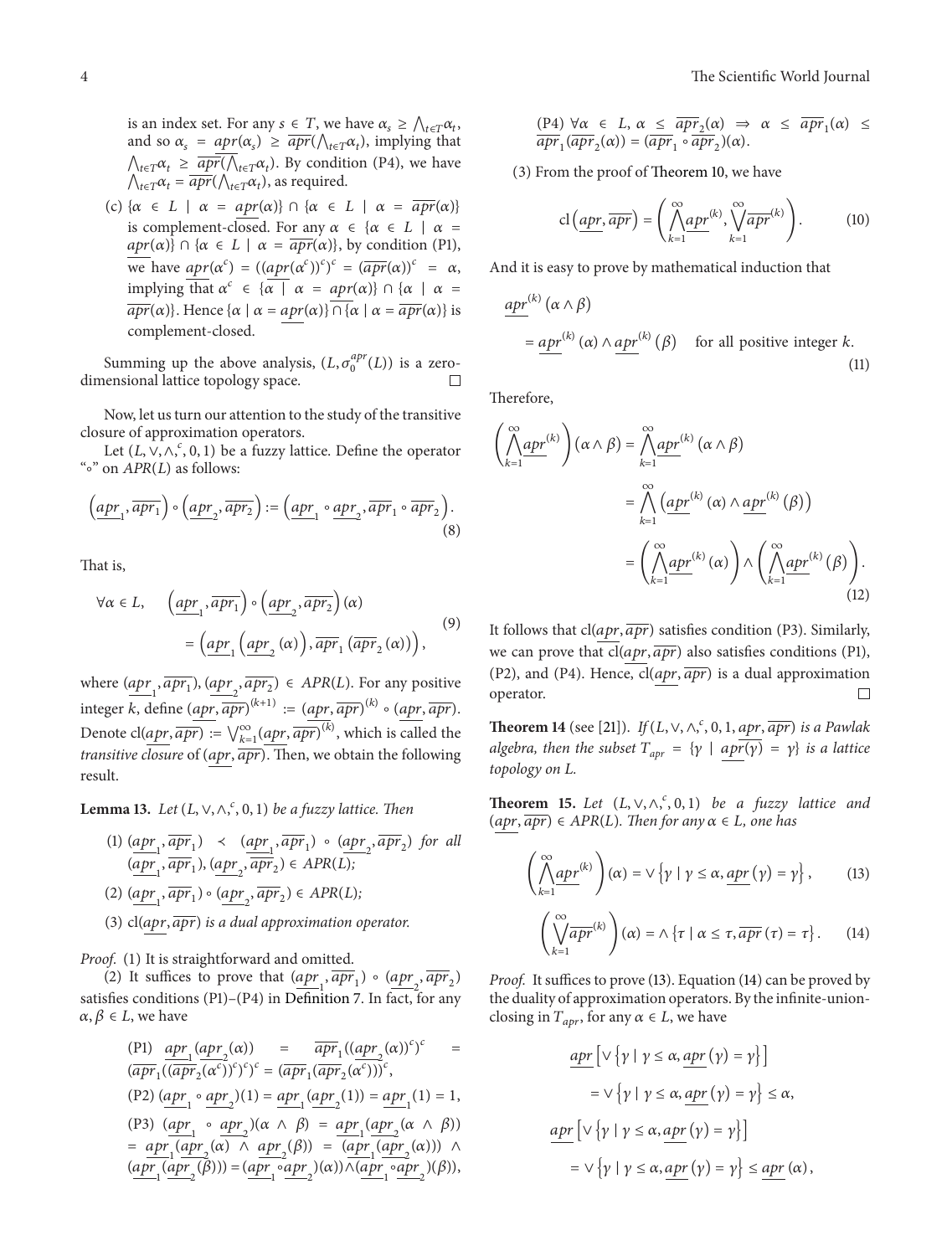is an index set. For any $s \in T$, we have $\alpha_s \geq \bigwedge_{t\in T}\alpha_t$, and so $\alpha_s = \underline{apr}(\alpha_s) \geq \overline{apr}(\bigwedge_{t\in T}\alpha_t)$, implying that $\bigwedge_{t\in T}\alpha_t \geq \overline{apr}(\bigwedge_{t\in T}\alpha_t)$. By condition (P4), we have $\bigwedge_{t\in T}\alpha_t = \overline{apr}(\bigwedge_{t\in T}\alpha_t)$, as required.

(c) $\{\alpha \in L \mid \alpha = \underline{apr}(\alpha)\} \cap \{\alpha \in L \mid \alpha = \overline{apr}(\alpha)\}$ is complement-closed. For any $\alpha \in \{\alpha \in L \mid \alpha = \underline{apr}(\alpha)\} \cap \{\alpha \in L \mid \alpha = \overline{apr}(\alpha)\}$, by condition (P1), we have $\underline{apr}(\alpha^c) = ((\underline{apr}(\alpha^c))^c)^c = (\overline{apr}(\alpha))^c = \alpha$, implying that $\alpha^c \in \{\alpha \mid \alpha = \underline{apr}(\alpha)\} \cap \{\alpha \mid \alpha = \overline{apr}(\alpha)\}$. Hence $\{\alpha \mid \alpha = \underline{apr}(\alpha)\} \cap \{\alpha \mid \alpha = \overline{apr}(\alpha)\}$ is complement-closed.

Summing up the above analysis, $(L, \sigma_0^{apr}(L))$ is a zero-dimensional lattice topology space. $\square$

Now, let us turn our attention to the study of the transitive closure of approximation operators.

Let $(L, \vee, \wedge, ^c, 0, 1)$ be a fuzzy lattice. Define the operator "$\circ$" on $APR(L)$ as follows:

$$\left(\underline{apr}_1, \overline{apr}_1\right) \circ \left(\underline{apr}_2, \overline{apr}_2\right) := \left(\underline{apr}_1 \circ \underline{apr}_2, \overline{apr}_1 \circ \overline{apr}_2\right). \tag{8}$$

That is,

$$\begin{aligned}\forall \alpha \in L, \quad &\left(\underline{apr}_1, \overline{apr}_1\right) \circ \left(\underline{apr}_2, \overline{apr}_2\right)(\alpha) \\ &= \left(\underline{apr}_1\left(\underline{apr}_2(\alpha)\right), \overline{apr}_1\left(\overline{apr}_2(\alpha)\right)\right),\end{aligned} \tag{9}$$

where $(\underline{apr}_1, \overline{apr}_1), (\underline{apr}_2, \overline{apr}_2) \in APR(L)$. For any positive integer $k$, define $(\underline{apr}, \overline{apr})^{(k+1)} := (\underline{apr}, \overline{apr})^{(k)} \circ (\underline{apr}, \overline{apr})$. Denote $\mathrm{cl}(\underline{apr}, \overline{apr}) := \bigvee_{k=1}^{\infty}(\underline{apr}, \overline{apr})^{(k)}$, which is called the *transitive closure* of $(\underline{apr}, \overline{apr})$. Then, we obtain the following result.

**Lemma 13.** *Let $(L, \vee, \wedge, ^c, 0, 1)$ be a fuzzy lattice. Then*

(1) $(\underline{apr}_1, \overline{apr}_1) \prec (\underline{apr}_1, \overline{apr}_1) \circ (\underline{apr}_2, \overline{apr}_2)$ *for all* $(\underline{apr}_1, \overline{apr}_1), (\underline{apr}_2, \overline{apr}_2) \in APR(L)$;

(2) $(\underline{apr}_1, \overline{apr}_1) \circ (\underline{apr}_2, \overline{apr}_2) \in APR(L)$;

(3) $\mathrm{cl}(\underline{apr}, \overline{apr})$ *is a dual approximation operator.*

*Proof.* (1) It is straightforward and omitted.

(2) It suffices to prove that $(\underline{apr}_1, \overline{apr}_1) \circ (\underline{apr}_2, \overline{apr}_2)$ satisfies conditions (P1)–(P4) in Definition 7. In fact, for any $\alpha, \beta \in L$, we have

(P1) $\underline{apr}_1(\underline{apr}_2(\alpha)) = \overline{apr}_1((\underline{apr}_2(\alpha))^c)^c = (\overline{apr}_1((\overline{apr}_2(\alpha^c))^c)^c)^c = (\overline{apr}_1(\overline{apr}_2(\alpha^c)))^c$,

(P2) $(\underline{apr}_1 \circ \underline{apr}_2)(1) = \underline{apr}_1(\underline{apr}_2(1)) = \underline{apr}_1(1) = 1$,

(P3) $(\underline{apr}_1 \circ \underline{apr}_2)(\alpha \wedge \beta) = \underline{apr}_1(\underline{apr}_2(\alpha \wedge \beta)) = \underline{apr}_1(\underline{apr}_2(\alpha) \wedge \underline{apr}_2(\beta)) = (\underline{apr}_1(\underline{apr}_2(\alpha))) \wedge (\underline{apr}_1(\underline{apr}_2(\beta))) = (\underline{apr}_1 \circ \underline{apr}_2)(\alpha) \wedge (\underline{apr}_1 \circ \underline{apr}_2)(\beta)$,

(P4) $\forall \alpha \in L$, $\alpha \leq \overline{apr}_2(\alpha) \Rightarrow \alpha \leq \overline{apr}_1(\alpha) \leq \overline{apr}_1(\overline{apr}_2(\alpha)) = (\overline{apr}_1 \circ \overline{apr}_2)(\alpha)$.

(3) From the proof of Theorem 10, we have

$$\mathrm{cl}\left(\underline{apr}, \overline{apr}\right) = \left(\bigwedge_{k=1}^{\infty}\underline{apr}^{(k)}, \bigvee_{k=1}^{\infty}\overline{apr}^{(k)}\right). \tag{10}$$

And it is easy to prove by mathematical induction that

$$\begin{aligned}&\underline{apr}^{(k)}(\alpha \wedge \beta) \\ &\quad = \underline{apr}^{(k)}(\alpha) \wedge \underline{apr}^{(k)}(\beta) \quad \text{for all positive integer } k.\end{aligned} \tag{11}$$

Therefore,

$$\begin{aligned}\left(\bigwedge_{k=1}^{\infty}\underline{apr}^{(k)}\right)(\alpha \wedge \beta) &= \bigwedge_{k=1}^{\infty}\underline{apr}^{(k)}(\alpha \wedge \beta) \\ &= \bigwedge_{k=1}^{\infty}\left(\underline{apr}^{(k)}(\alpha) \wedge \underline{apr}^{(k)}(\beta)\right) \\ &= \left(\bigwedge_{k=1}^{\infty}\underline{apr}^{(k)}(\alpha)\right) \wedge \left(\bigwedge_{k=1}^{\infty}\underline{apr}^{(k)}(\beta)\right).\end{aligned} \tag{12}$$

It follows that $\mathrm{cl}(\underline{apr}, \overline{apr})$ satisfies condition (P3). Similarly, we can prove that $\mathrm{cl}(\underline{apr}, \overline{apr})$ also satisfies conditions (P1), (P2), and (P4). Hence, $\mathrm{cl}(\underline{apr}, \overline{apr})$ is a dual approximation operator. $\square$

**Theorem 14** (see [21]). *If $(L, \vee, \wedge, ^c, 0, 1, \underline{apr}, \overline{apr})$ is a Pawlak algebra, then the subset $T_{apr} = \{\gamma \mid \underline{apr}(\gamma) = \gamma\}$ is a lattice topology on $L$.*

**Theorem 15.** *Let $(L, \vee, \wedge, ^c, 0, 1)$ be a fuzzy lattice and $(\underline{apr}, \overline{apr}) \in APR(L)$. Then for any $\alpha \in L$, one has*

$$\left(\bigwedge_{k=1}^{\infty}\underline{apr}^{(k)}\right)(\alpha) = \vee\left\{\gamma \mid \gamma \leq \alpha, \underline{apr}(\gamma) = \gamma\right\}, \tag{13}$$

$$\left(\bigvee_{k=1}^{\infty}\overline{apr}^{(k)}\right)(\alpha) = \wedge\left\{\tau \mid \alpha \leq \tau, \overline{apr}(\tau) = \tau\right\}. \tag{14}$$

*Proof.* It suffices to prove (13). Equation (14) can be proved by the duality of approximation operators. By the infinite-union-closing in $T_{apr}$, for any $\alpha \in L$, we have

$$\begin{aligned}&\underline{apr}\left[\vee\left\{\gamma \mid \gamma \leq \alpha, \underline{apr}(\gamma) = \gamma\right\}\right] \\ &\quad = \vee\left\{\gamma \mid \gamma \leq \alpha, \underline{apr}(\gamma) = \gamma\right\} \leq \alpha, \\ &\underline{apr}\left[\vee\left\{\gamma \mid \gamma \leq \alpha, \underline{apr}(\gamma) = \gamma\right\}\right] \\ &\quad = \vee\left\{\gamma \mid \gamma \leq \alpha, \underline{apr}(\gamma) = \gamma\right\} \leq \underline{apr}(\alpha),\end{aligned}$$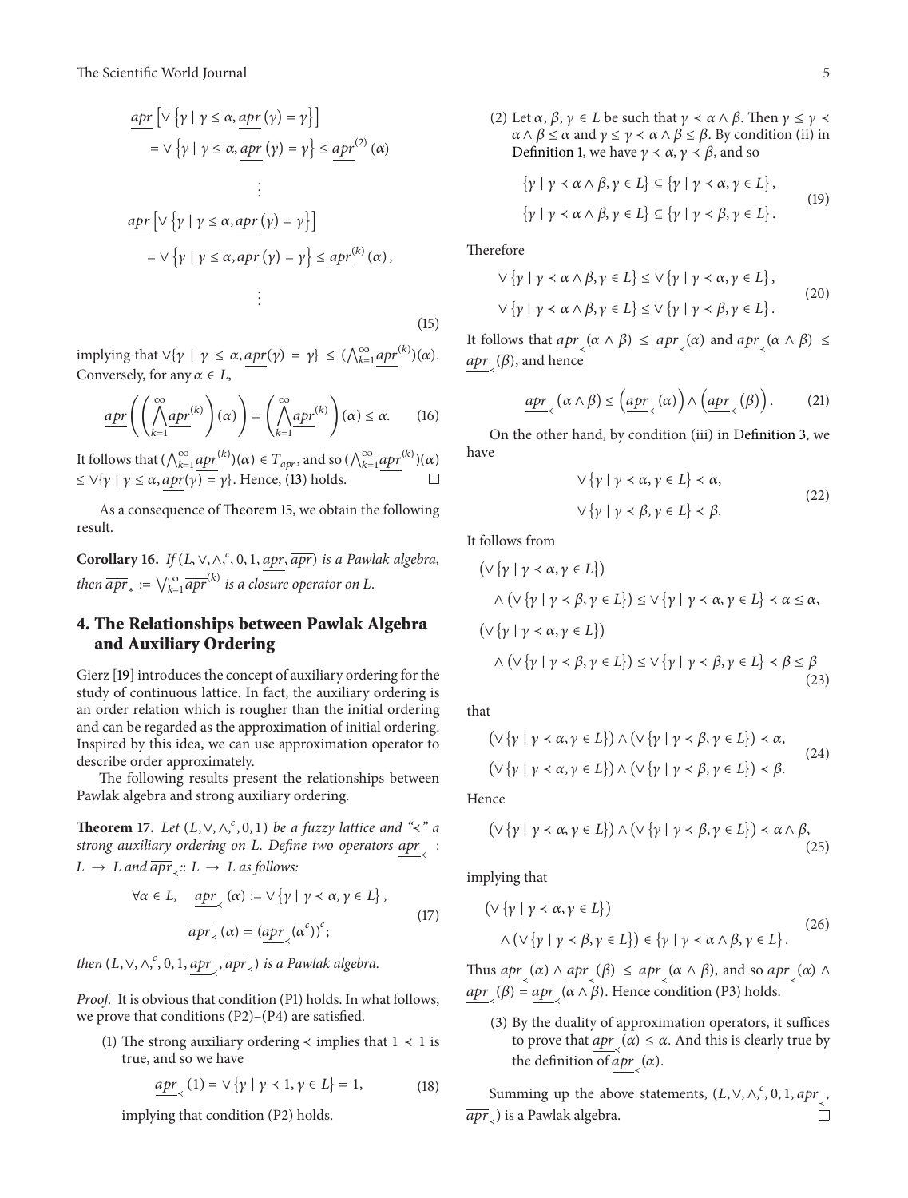$$
\begin{aligned}
&\underline{apr}\left[\vee\left\{\gamma \mid \gamma \leq \alpha, \underline{apr}(\gamma)=\gamma\right\}\right] \\
&\quad=\vee\left\{\gamma \mid \gamma \leq \alpha, \underline{apr}(\gamma)=\gamma\right\} \leq \underline{apr}^{(2)}(\alpha) \\
&\quad\quad\quad\vdots \\
&\underline{apr}\left[\vee\left\{\gamma \mid \gamma \leq \alpha, \underline{apr}(\gamma)=\gamma\right\}\right] \\
&\quad=\vee\left\{\gamma \mid \gamma \leq \alpha, \underline{apr}(\gamma)=\gamma\right\} \leq \underline{apr}^{(k)}(\alpha), \\
&\quad\quad\quad\vdots
\end{aligned}
\tag{15}
$$

implying that $\vee\{\gamma \mid \gamma \leq \alpha, \underline{apr}(\gamma)=\gamma\} \leq (\bigwedge_{k=1}^{\infty}\underline{apr}^{(k)})(\alpha)$. Conversely, for any $\alpha \in L$,

$$
\underline{apr}\left(\left(\bigwedge_{k=1}^{\infty}\underline{apr}^{(k)}\right)(\alpha)\right)=\left(\bigwedge_{k=1}^{\infty}\underline{apr}^{(k)}\right)(\alpha) \leq \alpha. \tag{16}
$$

It follows that $(\bigwedge_{k=1}^{\infty}\underline{apr}^{(k)})(\alpha) \in T_{\underline{apr}}$, and so $(\bigwedge_{k=1}^{\infty}\underline{apr}^{(k)})(\alpha) \leq \vee\{\gamma \mid \gamma \leq \alpha, \underline{apr}(\gamma)=\gamma\}$. Hence, (13) holds. □

As a consequence of Theorem 15, we obtain the following result.

**Corollary 16.** *If $(L, \vee, \wedge, ^c, 0, 1, \underline{apr}, \overline{apr})$ is a Pawlak algebra, then $\overline{apr}_* := \bigvee_{k=1}^{\infty}\overline{apr}^{(k)}$ is a closure operator on $L$.*

## 4. The Relationships between Pawlak Algebra and Auxiliary Ordering

Gierz [19] introduces the concept of auxiliary ordering for the study of continuous lattice. In fact, the auxiliary ordering is an order relation which is rougher than the initial ordering and can be regarded as the approximation of initial ordering. Inspired by this idea, we can use approximation operator to describe order approximately.

The following results present the relationships between Pawlak algebra and strong auxiliary ordering.

**Theorem 17.** *Let $(L, \vee, \wedge, ^c, 0, 1)$ be a fuzzy lattice and "$\prec$" a strong auxiliary ordering on $L$. Define two operators $\underline{apr}_{\prec} : L \to L$ and $\overline{apr}_{\prec} : L \to L$ as follows:*

$$
\begin{aligned}
\forall \alpha \in L, \quad &\underline{apr}_{\prec}(\alpha) := \vee\{\gamma \mid \gamma \prec \alpha, \gamma \in L\}, \\
&\overline{apr}_{\prec}(\alpha) = (\underline{apr}_{\prec}(\alpha^c))^c;
\end{aligned}
\tag{17}
$$

*then $(L, \vee, \wedge, ^c, 0, 1, \underline{apr}_{\prec}, \overline{apr}_{\prec})$ is a Pawlak algebra.*

*Proof.* It is obvious that condition (P1) holds. In what follows, we prove that conditions (P2)–(P4) are satisfied.

(1) The strong auxiliary ordering $\prec$ implies that $1 \prec 1$ is true, and so we have

$$
\underline{apr}_{\prec}(1)=\vee\{\gamma \mid \gamma \prec 1, \gamma \in L\}=1, \tag{18}
$$

implying that condition (P2) holds.

(2) Let $\alpha, \beta, \gamma \in L$ be such that $\gamma \prec \alpha \wedge \beta$. Then $\gamma \leq \gamma \prec \alpha \wedge \beta \leq \alpha$ and $\gamma \leq \gamma \prec \alpha \wedge \beta \leq \beta$. By condition (ii) in Definition 1, we have $\gamma \prec \alpha$, $\gamma \prec \beta$, and so

$$
\begin{aligned}
&\{\gamma \mid \gamma \prec \alpha \wedge \beta, \gamma \in L\} \subseteq \{\gamma \mid \gamma \prec \alpha, \gamma \in L\}, \\
&\{\gamma \mid \gamma \prec \alpha \wedge \beta, \gamma \in L\} \subseteq \{\gamma \mid \gamma \prec \beta, \gamma \in L\}.
\end{aligned}
\tag{19}
$$

Therefore

$$
\begin{aligned}
&\vee\{\gamma \mid \gamma \prec \alpha \wedge \beta, \gamma \in L\} \leq \vee\{\gamma \mid \gamma \prec \alpha, \gamma \in L\}, \\
&\vee\{\gamma \mid \gamma \prec \alpha \wedge \beta, \gamma \in L\} \leq \vee\{\gamma \mid \gamma \prec \beta, \gamma \in L\}.
\end{aligned}
\tag{20}
$$

It follows that $\underline{apr}_{\prec}(\alpha \wedge \beta) \leq \underline{apr}_{\prec}(\alpha)$ and $\underline{apr}_{\prec}(\alpha \wedge \beta) \leq \underline{apr}_{\prec}(\beta)$, and hence

$$
\underline{apr}_{\prec}(\alpha \wedge \beta) \leq \left(\underline{apr}_{\prec}(\alpha)\right) \wedge \left(\underline{apr}_{\prec}(\beta)\right). \tag{21}
$$

On the other hand, by condition (iii) in Definition 3, we have

$$
\begin{aligned}
&\vee\{\gamma \mid \gamma \prec \alpha, \gamma \in L\} \prec \alpha, \\
&\vee\{\gamma \mid \gamma \prec \beta, \gamma \in L\} \prec \beta.
\end{aligned}
\tag{22}
$$

It follows from

$$
\begin{aligned}
&(\vee\{\gamma \mid \gamma \prec \alpha, \gamma \in L\}) \\
&\quad\wedge(\vee\{\gamma \mid \gamma \prec \beta, \gamma \in L\}) \leq \vee\{\gamma \mid \gamma \prec \alpha, \gamma \in L\} \prec \alpha \leq \alpha, \\
&(\vee\{\gamma \mid \gamma \prec \alpha, \gamma \in L\}) \\
&\quad\wedge(\vee\{\gamma \mid \gamma \prec \beta, \gamma \in L\}) \leq \vee\{\gamma \mid \gamma \prec \beta, \gamma \in L\} \prec \beta \leq \beta
\end{aligned}
\tag{23}
$$

that

$$
\begin{aligned}
&(\vee\{\gamma \mid \gamma \prec \alpha, \gamma \in L\}) \wedge (\vee\{\gamma \mid \gamma \prec \beta, \gamma \in L\}) \prec \alpha, \\
&(\vee\{\gamma \mid \gamma \prec \alpha, \gamma \in L\}) \wedge (\vee\{\gamma \mid \gamma \prec \beta, \gamma \in L\}) \prec \beta.
\end{aligned}
\tag{24}
$$

Hence

$$
(\vee\{\gamma \mid \gamma \prec \alpha, \gamma \in L\}) \wedge (\vee\{\gamma \mid \gamma \prec \beta, \gamma \in L\}) \prec \alpha \wedge \beta, \tag{25}
$$

implying that

$$
\begin{aligned}
&(\vee\{\gamma \mid \gamma \prec \alpha, \gamma \in L\}) \\
&\quad\wedge(\vee\{\gamma \mid \gamma \prec \beta, \gamma \in L\}) \in \{\gamma \mid \gamma \prec \alpha \wedge \beta, \gamma \in L\}.
\end{aligned}
\tag{26}
$$

Thus $\underline{apr}_{\prec}(\alpha) \wedge \underline{apr}_{\prec}(\beta) \leq \underline{apr}_{\prec}(\alpha \wedge \beta)$, and so $\underline{apr}_{\prec}(\alpha) \wedge \underline{apr}_{\prec}(\beta) = \underline{apr}_{\prec}(\alpha \wedge \beta)$. Hence condition (P3) holds.

(3) By the duality of approximation operators, it suffices to prove that $\underline{apr}_{\prec}(\alpha) \leq \alpha$. And this is clearly true by the definition of $\underline{apr}_{\prec}(\alpha)$.

Summing up the above statements, $(L, \vee, \wedge, ^c, 0, 1, \underline{apr}_{\prec}, \overline{apr}_{\prec})$ is a Pawlak algebra. □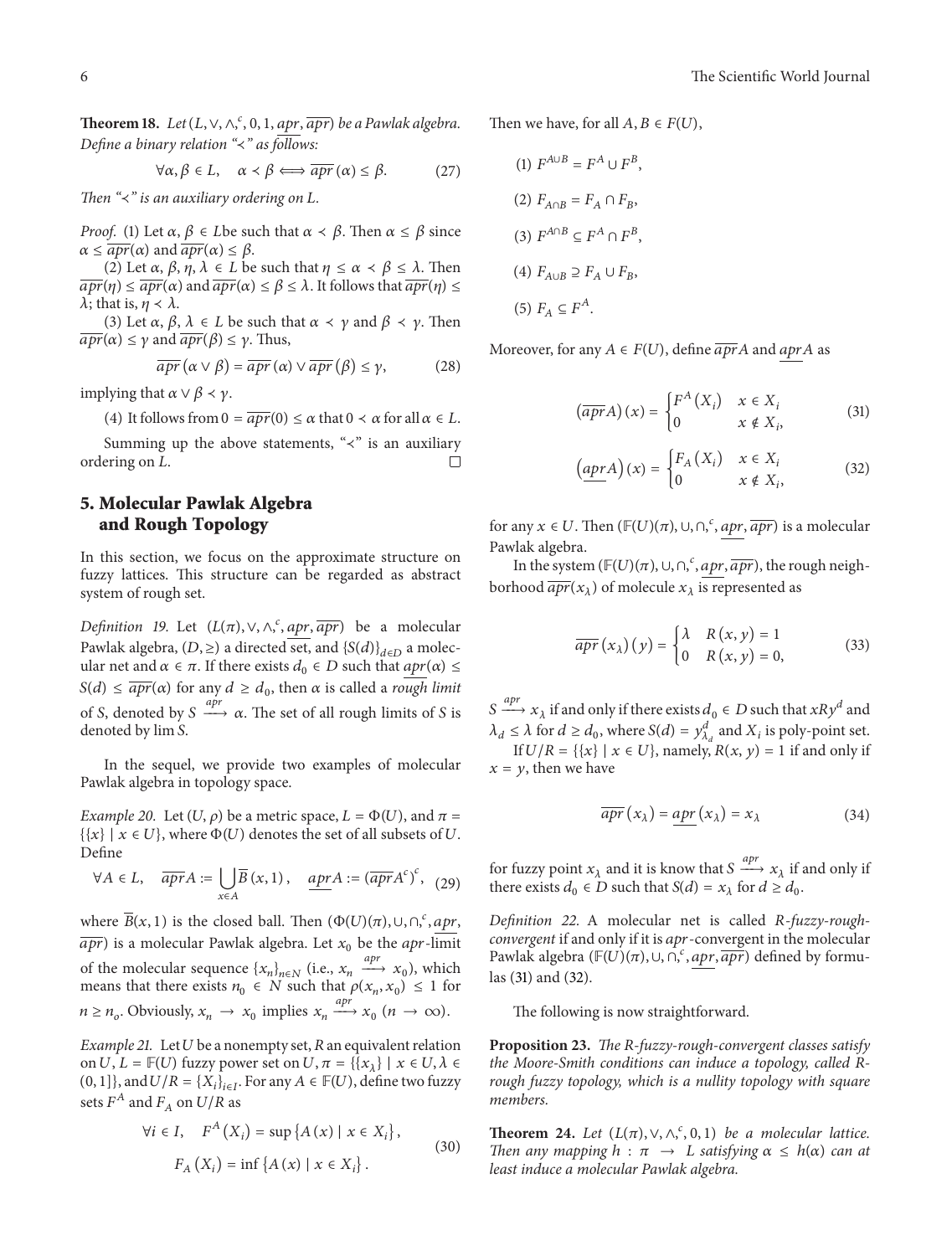**Theorem 18.** *Let $(L, \vee, \wedge, ^c, 0, 1, \underline{apr}, \overline{apr})$ be a Pawlak algebra. Define a binary relation "$\prec$" as follows:*

$$\forall \alpha, \beta \in L, \quad \alpha \prec \beta \Longleftrightarrow \overline{apr}(\alpha) \leq \beta. \tag{27}$$

*Then "$\prec$" is an auxiliary ordering on $L$.*

*Proof.* (1) Let $\alpha, \beta \in L$be such that $\alpha \prec \beta$. Then $\alpha \leq \beta$ since $\alpha \leq \overline{apr}(\alpha)$ and $\overline{apr}(\alpha) \leq \beta$.

(2) Let $\alpha, \beta, \eta, \lambda \in L$ be such that $\eta \leq \alpha \prec \beta \leq \lambda$. Then $\overline{apr}(\eta) \leq \overline{apr}(\alpha)$ and $\overline{apr}(\alpha) \leq \beta \leq \lambda$. It follows that $\overline{apr}(\eta) \leq \lambda$; that is, $\eta \prec \lambda$.

(3) Let $\alpha, \beta, \lambda \in L$ be such that $\alpha \prec \gamma$ and $\beta \prec \gamma$. Then $\overline{apr}(\alpha) \leq \gamma$ and $\overline{apr}(\beta) \leq \gamma$. Thus,

$$\overline{apr}(\alpha \vee \beta) = \overline{apr}(\alpha) \vee \overline{apr}(\beta) \leq \gamma, \tag{28}$$

implying that $\alpha \vee \beta \prec \gamma$.

(4) It follows from $0 = \overline{apr}(0) \leq \alpha$ that $0 \prec \alpha$ for all $\alpha \in L$.

Summing up the above statements, "$\prec$" is an auxiliary ordering on $L$. □

## 5. Molecular Pawlak Algebra and Rough Topology

In this section, we focus on the approximate structure on fuzzy lattices. This structure can be regarded as abstract system of rough set.

*Definition 19.* Let $(L(\pi), \vee, \wedge, ^c, \underline{apr}, \overline{apr})$ be a molecular Pawlak algebra, $(D, \geq)$ a directed set, and $\{S(d)\}_{d\in D}$ a molecular net and $\alpha \in \pi$. If there exists $d_0 \in D$ such that $\underline{apr}(\alpha) \leq S(d) \leq \overline{apr}(\alpha)$ for any $d \geq d_0$, then $\alpha$ is called a *rough limit* of $S$, denoted by $S \xrightarrow{apr} \alpha$. The set of all rough limits of $S$ is denoted by $\lim S$.

In the sequel, we provide two examples of molecular Pawlak algebra in topology space.

*Example 20.* Let $(U, \rho)$ be a metric space, $L = \Phi(U)$, and $\pi = \{\{x\} \mid x \in U\}$, where $\Phi(U)$ denotes the set of all subsets of $U$. Define

$$\forall A \in L, \quad \overline{apr}A := \bigcup_{x\in A} \overline{B}(x, 1), \quad \underline{apr}A := (\overline{apr}A^c)^c, \tag{29}$$

where $\overline{B}(x, 1)$ is the closed ball. Then $(\Phi(U)(\pi), \cup, \cap, ^c, \underline{apr}, \overline{apr})$ is a molecular Pawlak algebra. Let $x_0$ be the $apr$-limit of the molecular sequence $\{x_n\}_{n\in N}$ (i.e., $x_n \xrightarrow{apr} x_0$), which means that there exists $n_0 \in N$ such that $\rho(x_n, x_0) \leq 1$ for $n \geq n_o$. Obviously, $x_n \to x_0$ implies $x_n \xrightarrow{apr} x_0$ $(n \to \infty)$.

*Example 21.* Let $U$ be a nonempty set, $R$ an equivalent relation on $U$, $L = \mathbb{F}(U)$ fuzzy power set on $U$, $\pi = \{\{x_\lambda\} \mid x \in U, \lambda \in (0, 1]\}$, and $U/R = \{X_i\}_{i\in I}$. For any $A \in \mathbb{F}(U)$, define two fuzzy sets $F^A$ and $F_A$ on $U/R$ as

$$\begin{aligned} \forall i \in I, \quad F^A(X_i) &= \sup\{A(x) \mid x \in X_i\}, \\ F_A(X_i) &= \inf\{A(x) \mid x \in X_i\}. \end{aligned} \tag{30}$$

Then we have, for all $A, B \in F(U)$,

(1) $F^{A\cup B} = F^A \cup F^B$,

(2) $F_{A\cap B} = F_A \cap F_B$,

(3) $F^{A\cap B} \subseteq F^A \cap F^B$,

(4) $F_{A\cup B} \supseteq F_A \cup F_B$,

(5) $F_A \subseteq F^A$.

Moreover, for any $A \in F(U)$, define $\overline{apr}A$ and $\underline{apr}A$ as

$$(\overline{apr}A)(x) = \begin{cases} F^A(X_i) & x \in X_i \\ 0 & x \notin X_i, \end{cases} \tag{31}$$

$$(\underline{apr}A)(x) = \begin{cases} F_A(X_i) & x \in X_i \\ 0 & x \notin X_i, \end{cases} \tag{32}$$

for any $x \in U$. Then $(\mathbb{F}(U)(\pi), \cup, \cap, ^c, \underline{apr}, \overline{apr})$ is a molecular Pawlak algebra.

In the system $(\mathbb{F}(U)(\pi), \cup, \cap, ^c, \underline{apr}, \overline{apr})$, the rough neighborhood $\overline{apr}(x_\lambda)$ of molecule $x_\lambda$ is represented as

$$\overline{apr}(x_\lambda)(y) = \begin{cases} \lambda & R(x, y) = 1 \\ 0 & R(x, y) = 0, \end{cases} \tag{33}$$

$S \xrightarrow{apr} x_\lambda$ if and only if there exists $d_0 \in D$ such that $xRy^d$ and $\lambda_d \leq \lambda$ for $d \geq d_0$, where $S(d) = y^d_{\lambda_d}$ and $X_i$ is poly-point set.

If $U/R = \{\{x\} \mid x \in U\}$, namely, $R(x, y) = 1$ if and only if $x = y$, then we have

$$\overline{apr}(x_\lambda) = \underline{apr}(x_\lambda) = x_\lambda \tag{34}$$

for fuzzy point $x_\lambda$ and it is know that $S \xrightarrow{apr} x_\lambda$ if and only if there exists $d_0 \in D$ such that $S(d) = x_\lambda$ for $d \geq d_0$.

*Definition 22.* A molecular net is called *R-fuzzy-rough-convergent* if and only if it is $apr$-convergent in the molecular Pawlak algebra $(\mathbb{F}(U)(\pi), \cup, \cap, ^c, \underline{apr}, \overline{apr})$ defined by formulas (31) and (32).

The following is now straightforward.

**Proposition 23.** *The R-fuzzy-rough-convergent classes satisfy the Moore-Smith conditions can induce a topology, called R-rough fuzzy topology, which is a nullity topology with square members.*

**Theorem 24.** *Let $(L(\pi), \vee, \wedge, ^c, 0, 1)$ be a molecular lattice. Then any mapping $h : \pi \to L$ satisfying $\alpha \leq h(\alpha)$ can at least induce a molecular Pawlak algebra.*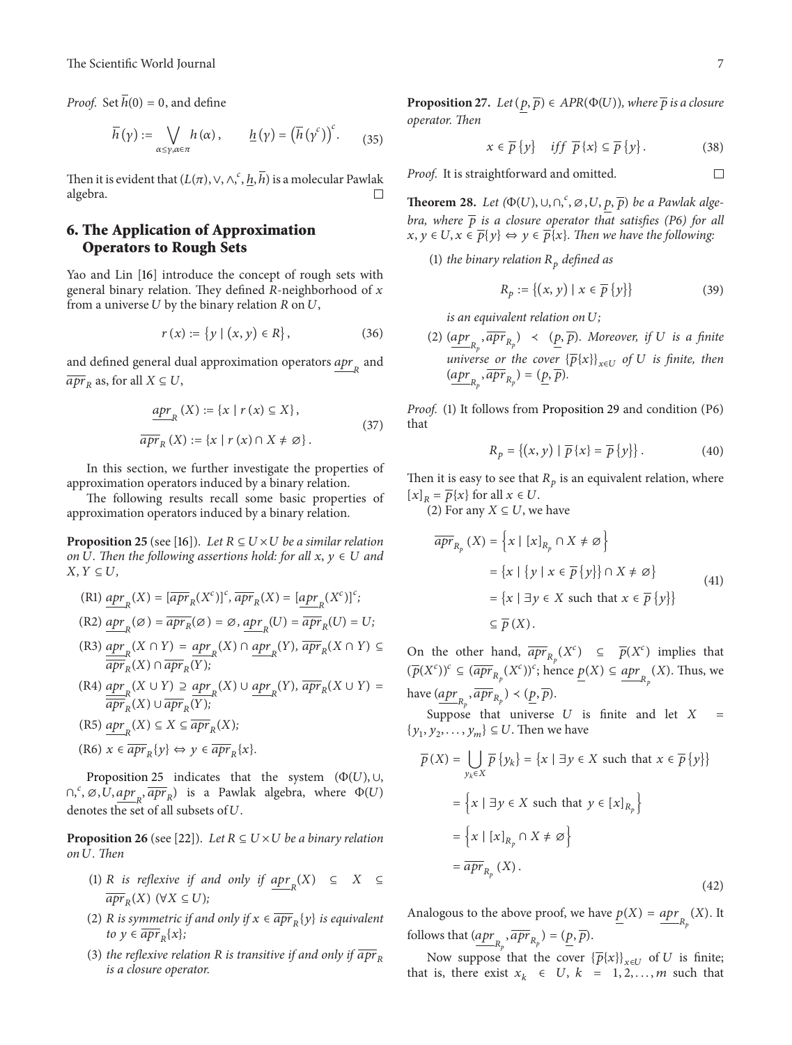*Proof.* Set $\overline{h}(0) = 0$, and define

$$\overline{h}(\gamma) := \bigvee_{\alpha \leq \gamma, \alpha \in \pi} h(\alpha), \qquad \underline{h}(\gamma) = \left(\overline{h}(\gamma^c)\right)^c. \tag{35}$$

Then it is evident that $(L(\pi), \vee, \wedge, ^c, \underline{h}, \overline{h})$ is a molecular Pawlak algebra. □

## 6. The Application of Approximation Operators to Rough Sets

Yao and Lin [16] introduce the concept of rough sets with general binary relation. They defined $R$-neighborhood of $x$ from a universe $U$ by the binary relation $R$ on $U$,

$$r(x) := \{y \mid (x, y) \in R\}, \tag{36}$$

and defined general dual approximation operators $\underline{apr}_R$ and $\overline{apr}_R$ as, for all $X \subseteq U$,

$$\begin{aligned} \underline{apr}_R(X) &:= \{x \mid r(x) \subseteq X\}, \\ \overline{apr}_R(X) &:= \{x \mid r(x) \cap X \neq \varnothing\}. \end{aligned} \tag{37}$$

In this section, we further investigate the properties of approximation operators induced by a binary relation.

The following results recall some basic properties of approximation operators induced by a binary relation.

**Proposition 25** (see [16]). *Let $R \subseteq U \times U$ be a similar relation on $U$. Then the following assertions hold: for all $x, y \in U$ and $X, Y \subseteq U$,*

(R1) $\underline{apr}_R(X) = [\overline{apr}_R(X^c)]^c$, $\overline{apr}_R(X) = [\underline{apr}_R(X^c)]^c$;

(R2) $\underline{apr}_R(\varnothing) = \overline{apr}_R(\varnothing) = \varnothing$, $\underline{apr}_R(U) = \overline{apr}_R(U) = U$;

(R3) $\underline{apr}_R(X \cap Y) = \underline{apr}_R(X) \cap \underline{apr}_R(Y)$, $\overline{apr}_R(X \cap Y) \subseteq \overline{apr}_R(X) \cap \overline{apr}_R(Y)$;

(R4) $\underline{apr}_R(X \cup Y) \supseteq \underline{apr}_R(X) \cup \underline{apr}_R(Y)$, $\overline{apr}_R(X \cup Y) = \overline{apr}_R(X) \cup \overline{apr}_R(Y)$;

(R5) $\underline{apr}_R(X) \subseteq X \subseteq \overline{apr}_R(X)$;

(R6) $x \in \overline{apr}_R\{y\} \Leftrightarrow y \in \overline{apr}_R\{x\}$.

Proposition 25 indicates that the system $(\Phi(U), \cup, \cap, ^c, \varnothing, U, \underline{apr}_R, \overline{apr}_R)$ is a Pawlak algebra, where $\Phi(U)$ denotes the set of all subsets of $U$.

**Proposition 26** (see [22]). *Let $R \subseteq U \times U$ be a binary relation on $U$. Then*

(1) *$R$ is reflexive if and only if $\underline{apr}_R(X) \subseteq X \subseteq \overline{apr}_R(X)$ $(\forall X \subseteq U)$;*

(2) *$R$ is symmetric if and only if $x \in \overline{apr}_R\{y\}$ is equivalent to $y \in \overline{apr}_R\{x\}$;*

(3) *the reflexive relation $R$ is transitive if and only if $\overline{apr}_R$ is a closure operator.*

**Proposition 27.** *Let $(\underline{p}, \overline{p}) \in APR(\Phi(U))$, where $\overline{p}$ is a closure operator. Then*

$$x \in \overline{p}\{y\} \quad \textit{iff} \;\; \overline{p}\{x\} \subseteq \overline{p}\{y\}. \tag{38}$$

*Proof.* It is straightforward and omitted. □

**Theorem 28.** *Let $(\Phi(U), \cup, \cap, ^c, \varnothing, U, \underline{p}, \overline{p})$ be a Pawlak algebra, where $\overline{p}$ is a closure operator that satisfies (P6) for all $x, y \in U, x \in \overline{p}\{y\} \Leftrightarrow y \in \overline{p}\{x\}$. Then we have the following:*

(1) *the binary relation $R_p$ defined as*

$$R_p := \{(x, y) \mid x \in \overline{p}\{y\}\} \tag{39}$$

*is an equivalent relation on $U$;*

(2) *$(\underline{apr}_{R_p}, \overline{apr}_{R_p}) \prec (\underline{p}, \overline{p})$. Moreover, if $U$ is a finite universe or the cover $\{\overline{p}\{x\}\}_{x \in U}$ of $U$ is finite, then $(\underline{apr}_{R_p}, \overline{apr}_{R_p}) = (\underline{p}, \overline{p})$.*

*Proof.* (1) It follows from Proposition 29 and condition (P6) that

$$R_p = \{(x, y) \mid \overline{p}\{x\} = \overline{p}\{y\}\}. \tag{40}$$

Then it is easy to see that $R_p$ is an equivalent relation, where $[x]_R = \overline{p}\{x\}$ for all $x \in U$.

(2) For any $X \subseteq U$, we have

$$\begin{aligned} \overline{apr}_{R_p}(X) &= \left\{x \mid [x]_{R_p} \cap X \neq \varnothing\right\} \\ &= \{x \mid \{y \mid x \in \overline{p}\{y\}\} \cap X \neq \varnothing\} \\ &= \{x \mid \exists y \in X \text{ such that } x \in \overline{p}\{y\}\} \\ &\subseteq \overline{p}(X). \end{aligned} \tag{41}$$

On the other hand, $\overline{apr}_{R_p}(X^c) \subseteq \overline{p}(X^c)$ implies that $(\overline{p}(X^c))^c \subseteq (\overline{apr}_{R_p}(X^c))^c$; hence $\underline{p}(X) \subseteq \underline{apr}_{R_p}(X)$. Thus, we have $(\underline{apr}_{R_p}, \overline{apr}_{R_p}) \prec (\underline{p}, \overline{p})$.

Suppose that universe $U$ is finite and let $X = \{y_1, y_2, \ldots, y_m\} \subseteq U$. Then we have

$$\begin{aligned} \overline{p}(X) &= \bigcup_{y_k \in X} \overline{p}\{y_k\} = \{x \mid \exists y \in X \text{ such that } x \in \overline{p}\{y\}\} \\ &= \left\{x \mid \exists y \in X \text{ such that } y \in [x]_{R_p}\right\} \\ &= \left\{x \mid [x]_{R_p} \cap X \neq \varnothing\right\} \\ &= \overline{apr}_{R_p}(X). \end{aligned} \tag{42}$$

Analogous to the above proof, we have $\underline{p}(X) = \underline{apr}_{R_p}(X)$. It follows that $(\underline{apr}_{R_p}, \overline{apr}_{R_p}) = (\underline{p}, \overline{p})$.

Now suppose that the cover $\{\overline{p}\{x\}\}_{x \in U}$ of $U$ is finite; that is, there exist $x_k \in U$, $k = 1, 2, \ldots, m$ such that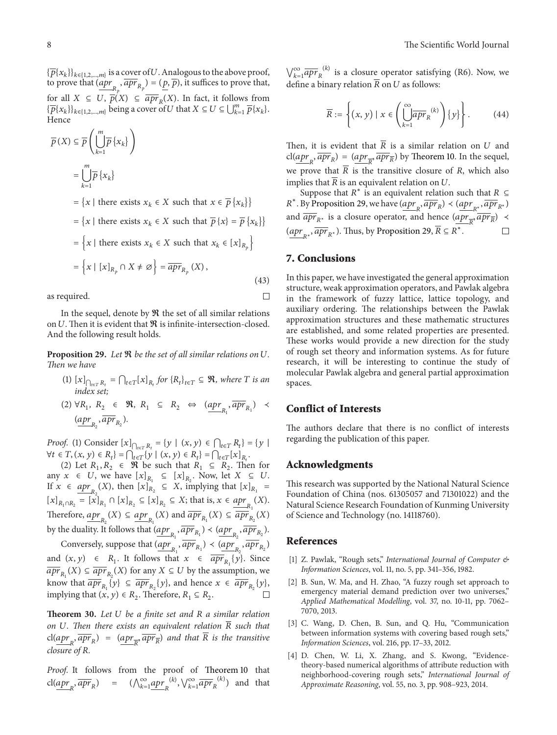$\{\overline{p}\{x_k\}\}_{k\in\{1,2,\ldots,m\}}$ is a cover of $U$. Analogous to the above proof, to prove that $(\underline{apr}_{R_p}, \overline{apr}_{R_p}) = (\underline{p}, \overline{p})$, it suffices to prove that, for all $X \subseteq U$, $\overline{p}(X) \subseteq \overline{apr}_R(X)$. In fact, it follows from $\{\overline{p}\{x_k\}\}_{k\in\{1,2,\ldots,m\}}$ being a cover of $U$ that $X \subseteq U \subseteq \bigcup_{k=1}^{m} \overline{p}\{x_k\}$. Hence

$$
\begin{aligned}
\overline{p}(X) &\subseteq \overline{p}\left(\bigcup_{k=1}^{m} \overline{p}\{x_k\}\right) \\
&= \bigcup_{k=1}^{m} \overline{p}\{x_k\} \\
&= \{x \mid \text{there exists } x_k \in X \text{ such that } x \in \overline{p}\{x_k\}\} \\
&= \{x \mid \text{there exists } x_k \in X \text{ such that } \overline{p}\{x\} = \overline{p}\{x_k\}\} \\
&= \left\{x \mid \text{there exists } x_k \in X \text{ such that } x_k \in [x]_{R_p}\right\} \\
&= \left\{x \mid [x]_{R_p} \cap X \neq \varnothing\right\} = \overline{apr}_{R_p}(X),
\end{aligned} \tag{43}
$$

as required. $\square$

In the sequel, denote by $\mathfrak{R}$ the set of all similar relations on $U$. Then it is evident that $\mathfrak{R}$ is infinite-intersection-closed. And the following result holds.

**Proposition 29.** *Let $\mathfrak{R}$ be the set of all similar relations on $U$. Then we have*

(1) $[x]_{\bigcap_{t\in T} R_t} = \bigcap_{t\in T}[x]_{R_t}$ *for $\{R_t\}_{t\in T} \subseteq \mathfrak{R}$, where $T$ is an index set;*

(2) $\forall R_1, R_2 \in \mathfrak{R}, R_1 \subseteq R_2 \Leftrightarrow (\underline{apr}_{R_1}, \overline{apr}_{R_1}) \prec (\underline{apr}_{R_2}, \overline{apr}_{R_2})$.

*Proof.* (1) Consider $[x]_{\bigcap_{t\in T} R_t} = \{y \mid (x,y) \in \bigcap_{t\in T} R_t\} = \{y \mid \forall t \in T, (x,y) \in R_t\} = \bigcap_{t\in T}\{y \mid (x,y) \in R_t\} = \bigcap_{t\in T}[x]_{R_t}$.

(2) Let $R_1, R_2 \in \mathfrak{R}$ be such that $R_1 \subseteq R_2$. Then for any $x \in U$, we have $[x]_{R_1} \subseteq [x]_{R_2}$. Now, let $X \subseteq U$. If $x \in \underline{apr}_{R_2}(X)$, then $[x]_{R_2} \subseteq X$, implying that $[x]_{R_1} = [x]_{R_1\cap R_2} = [x]_{R_1} \cap [x]_{R_2} \subseteq [x]_{R_2} \subseteq X$; that is, $x \in \underline{apr}_{R_1}(X)$. Therefore, $\underline{apr}_{R_2}(X) \subseteq \underline{apr}_{R_1}(X)$ and $\overline{apr}_{R_1}(X) \subseteq \overline{apr}_{R_2}(X)$ by the duality. It follows that $(\underline{apr}_{R_1}, \overline{apr}_{R_1}) \prec (\underline{apr}_{R_2}, \overline{apr}_{R_2})$.

Conversely, suppose that $(\underline{apr}_{R_1}, \overline{apr}_{R_1}) \prec (\underline{apr}_{R_2}, \overline{apr}_{R_2})$ and $(x,y) \in R_1$. It follows that $x \in \overline{apr}_{R_1}\{y\}$. Since $\overline{apr}_{R_1}(X) \subseteq \overline{apr}_{R_2}(X)$ for any $X \subseteq U$ by the assumption, we know that $\overline{apr}_{R_1}\{y\} \subseteq \overline{apr}_{R_2}\{y\}$, and hence $x \in \overline{apr}_{R_2}\{y\}$, implying that $(x,y) \in R_2$. Therefore, $R_1 \subseteq R_2$. $\square$

**Theorem 30.** *Let $U$ be a finite set and $R$ a similar relation on $U$. Then there exists an equivalent relation $\overline{R}$ such that $\mathrm{cl}(\underline{apr}_R, \overline{apr}_R) = (\underline{apr}_{\overline{R}}, \overline{apr}_{\overline{R}})$ and that $\overline{R}$ is the transitive closure of $R$.*

*Proof.* It follows from the proof of Theorem 10 that $\mathrm{cl}(\underline{apr}_R, \overline{apr}_R) = (\bigwedge_{k=1}^{\infty} \underline{apr}_R^{(k)}, \bigvee_{k=1}^{\infty} \overline{apr}_R^{(k)})$ and that $\bigvee_{k=1}^{\infty} \overline{apr}_R^{(k)}$ is a closure operator satisfying (R6). Now, we define a binary relation $\overline{R}$ on $U$ as follows:

$$
\overline{R} := \left\{(x,y) \mid x \in \left(\bigcup_{k=1}^{\infty} \overline{apr}_R^{(k)}\right)\{y\}\right\}. \tag{44}
$$

Then, it is evident that $\overline{R}$ is a similar relation on $U$ and $\mathrm{cl}(\underline{apr}_R, \overline{apr}_R) = (\underline{apr}_{\overline{R}}, \overline{apr}_{\overline{R}})$ by Theorem 10. In the sequel, we prove that $\overline{R}$ is the transitive closure of $R$, which also implies that $\overline{R}$ is an equivalent relation on $U$.

Suppose that $R^*$ is an equivalent relation such that $R \subseteq R^*$. By Proposition 29, we have $(\underline{apr}_R, \overline{apr}_R) \prec (\underline{apr}_{R^*}, \overline{apr}_{R^*})$ and $\overline{apr}_{R^*}$ is a closure operator, and hence $(\underline{apr}_{\overline{R}}, \overline{apr}_{\overline{R}}) \prec (\underline{apr}_{R^*}, \overline{apr}_{R^*})$. Thus, by Proposition 29, $\overline{R} \subseteq R^*$. $\square$

## 7. Conclusions

In this paper, we have investigated the general approximation structure, weak approximation operators, and Pawlak algebra in the framework of fuzzy lattice, lattice topology, and auxiliary ordering. The relationships between the Pawlak approximation structures and these mathematic structures are established, and some related properties are presented. These works would provide a new direction for the study of rough set theory and information systems. As for future research, it will be interesting to continue the study of molecular Pawlak algebra and general partial approximation spaces.

## Conflict of Interests

The authors declare that there is no conflict of interests regarding the publication of this paper.

## Acknowledgments

This research was supported by the National Natural Science Foundation of China (nos. 61305057 and 71301022) and the Natural Science Research Foundation of Kunming University of Science and Technology (no. 14118760).

## References

[1] Z. Pawlak, "Rough sets," *International Journal of Computer & Information Sciences*, vol. 11, no. 5, pp. 341–356, 1982.

[2] B. Sun, W. Ma, and H. Zhao, "A fuzzy rough set approach to emergency material demand prediction over two universes," *Applied Mathematical Modelling*, vol. 37, no. 10-11, pp. 7062–7070, 2013.

[3] C. Wang, D. Chen, B. Sun, and Q. Hu, "Communication between information systems with covering based rough sets," *Information Sciences*, vol. 216, pp. 17–33, 2012.

[4] D. Chen, W. Li, X. Zhang, and S. Kwong, "Evidence-theory-based numerical algorithms of attribute reduction with neighborhood-covering rough sets," *International Journal of Approximate Reasoning*, vol. 55, no. 3, pp. 908–923, 2014.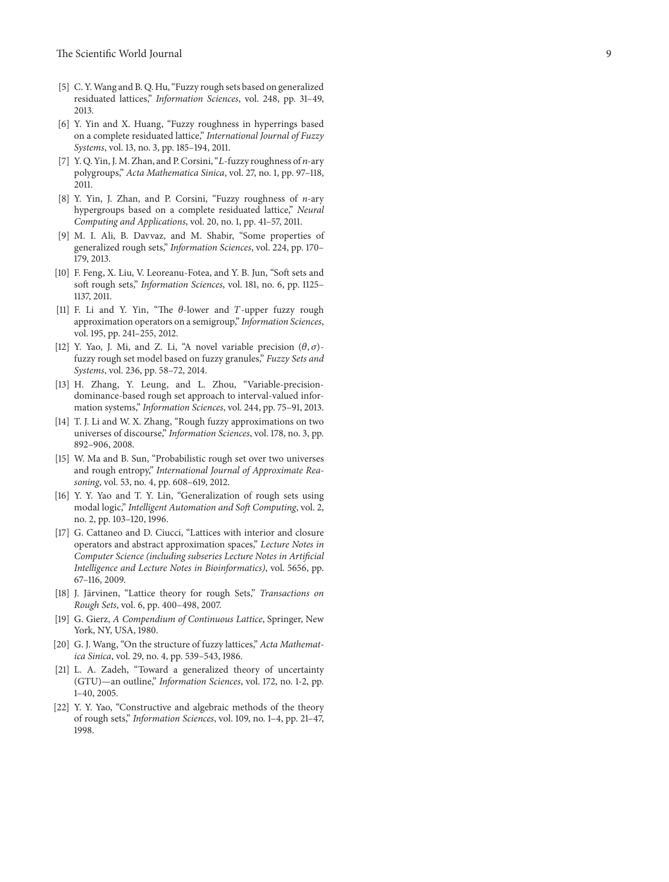[5] C. Y. Wang and B. Q. Hu, "Fuzzy rough sets based on generalized residuated lattices," *Information Sciences*, vol. 248, pp. 31–49, 2013.

[6] Y. Yin and X. Huang, "Fuzzy roughness in hyperrings based on a complete residuated lattice," *International Journal of Fuzzy Systems*, vol. 13, no. 3, pp. 185–194, 2011.

[7] Y. Q. Yin, J. M. Zhan, and P. Corsini, "$L$-fuzzy roughness of $n$-ary polygroups," *Acta Mathematica Sinica*, vol. 27, no. 1, pp. 97–118, 2011.

[8] Y. Yin, J. Zhan, and P. Corsini, "Fuzzy roughness of $n$-ary hypergroups based on a complete residuated lattice," *Neural Computing and Applications*, vol. 20, no. 1, pp. 41–57, 2011.

[9] M. I. Ali, B. Davvaz, and M. Shabir, "Some properties of generalized rough sets," *Information Sciences*, vol. 224, pp. 170–179, 2013.

[10] F. Feng, X. Liu, V. Leoreanu-Fotea, and Y. B. Jun, "Soft sets and soft rough sets," *Information Sciences*, vol. 181, no. 6, pp. 1125–1137, 2011.

[11] F. Li and Y. Yin, "The $\theta$-lower and $T$-upper fuzzy rough approximation operators on a semigroup," *Information Sciences*, vol. 195, pp. 241–255, 2012.

[12] Y. Yao, J. Mi, and Z. Li, "A novel variable precision $(\theta, \sigma)$-fuzzy rough set model based on fuzzy granules," *Fuzzy Sets and Systems*, vol. 236, pp. 58–72, 2014.

[13] H. Zhang, Y. Leung, and L. Zhou, "Variable-precision-dominance-based rough set approach to interval-valued information systems," *Information Sciences*, vol. 244, pp. 75–91, 2013.

[14] T. J. Li and W. X. Zhang, "Rough fuzzy approximations on two universes of discourse," *Information Sciences*, vol. 178, no. 3, pp. 892–906, 2008.

[15] W. Ma and B. Sun, "Probabilistic rough set over two universes and rough entropy," *International Journal of Approximate Reasoning*, vol. 53, no. 4, pp. 608–619, 2012.

[16] Y. Y. Yao and T. Y. Lin, "Generalization of rough sets using modal logic," *Intelligent Automation and Soft Computing*, vol. 2, no. 2, pp. 103–120, 1996.

[17] G. Cattaneo and D. Ciucci, "Lattices with interior and closure operators and abstract approximation spaces," *Lecture Notes in Computer Science (including subseries Lecture Notes in Artificial Intelligence and Lecture Notes in Bioinformatics)*, vol. 5656, pp. 67–116, 2009.

[18] J. Järvinen, "Lattice theory for rough Sets," *Transactions on Rough Sets*, vol. 6, pp. 400–498, 2007.

[19] G. Gierz, *A Compendium of Continuous Lattice*, Springer, New York, NY, USA, 1980.

[20] G. J. Wang, "On the structure of fuzzy lattices," *Acta Mathematica Sinica*, vol. 29, no. 4, pp. 539–543, 1986.

[21] L. A. Zadeh, "Toward a generalized theory of uncertainty (GTU)—an outline," *Information Sciences*, vol. 172, no. 1-2, pp. 1–40, 2005.

[22] Y. Y. Yao, "Constructive and algebraic methods of the theory of rough sets," *Information Sciences*, vol. 109, no. 1–4, pp. 21–47, 1998.